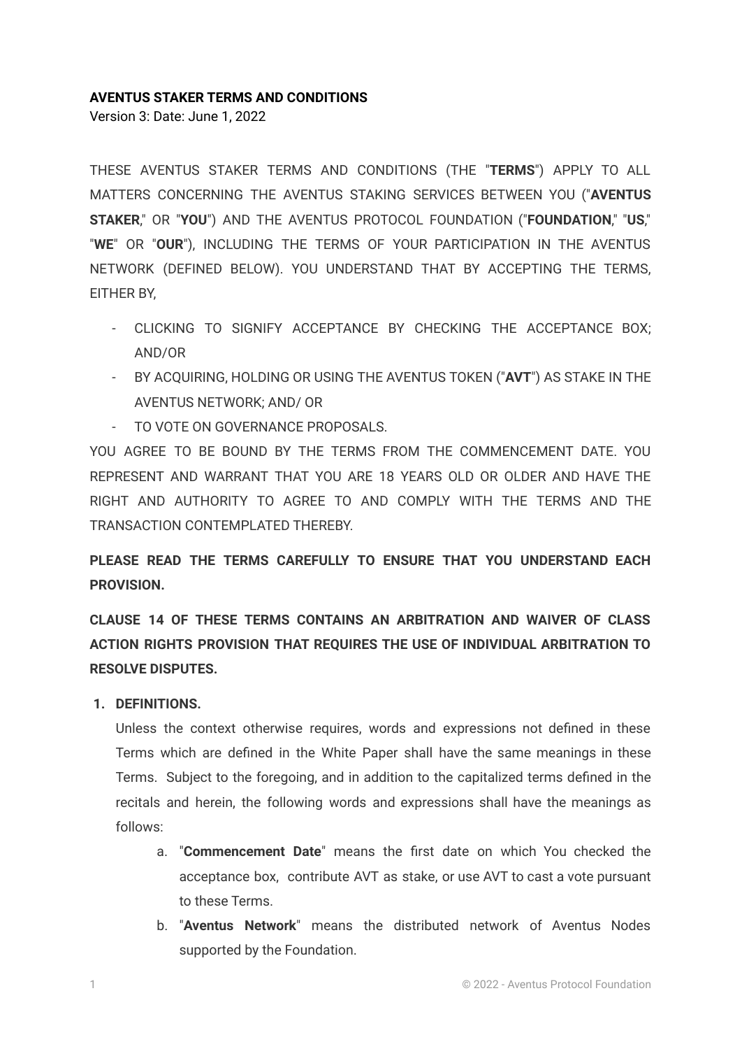**AVENTUS STAKER TERMS AND CONDITIONS**

Version 3: Date: June 1, 2022

THESE AVENTUS STAKER TERMS AND CONDITIONS (THE "**TERMS**") APPLY TO ALL MATTERS CONCERNING THE AVENTUS STAKING SERVICES BETWEEN YOU ("**AVENTUS STAKER**," OR "**YOU**") AND THE AVENTUS PROTOCOL FOUNDATION ("**FOUNDATION**," "**US**," "**WE**" OR "**OUR**"), INCLUDING THE TERMS OF YOUR PARTICIPATION IN THE AVENTUS NETWORK (DEFINED BELOW). YOU UNDERSTAND THAT BY ACCEPTING THE TERMS, EITHER BY,

- CLICKING TO SIGNIFY ACCEPTANCE BY CHECKING THE ACCEPTANCE BOX; AND/OR
- BY ACQUIRING, HOLDING OR USING THE AVENTUS TOKEN ("**AVT**") AS STAKE IN THE AVENTUS NETWORK; AND/ OR
- TO VOTE ON GOVERNANCE PROPOSALS.

YOU AGREE TO BE BOUND BY THE TERMS FROM THE COMMENCEMENT DATE. YOU REPRESENT AND WARRANT THAT YOU ARE 18 YEARS OLD OR OLDER AND HAVE THE RIGHT AND AUTHORITY TO AGREE TO AND COMPLY WITH THE TERMS AND THE TRANSACTION CONTEMPLATED THEREBY.

**PLEASE READ THE TERMS CAREFULLY TO ENSURE THAT YOU UNDERSTAND EACH PROVISION.**

**CLAUSE 14 OF THESE TERMS CONTAINS AN ARBITRATION AND WAIVER OF CLASS ACTION RIGHTS PROVISION THAT REQUIRES THE USE OF INDIVIDUAL ARBITRATION TO RESOLVE DISPUTES.**

1. **DEFINITIONS.**

   Unless the context otherwise requires, words and expressions not defined in these Terms which are defined in the White Paper shall have the same meanings in these Terms. Subject to the foregoing, and in addition to the capitalized terms defined in the recitals and herein, the following words and expressions shall have the meanings as follows:

   a. "**Commencement Date**" means the first date on which You checked the acceptance box, contribute AVT as stake, or use AVT to cast a vote pursuant to these Terms.

   b. "**Aventus Network**" means the distributed network of Aventus Nodes supported by the Foundation.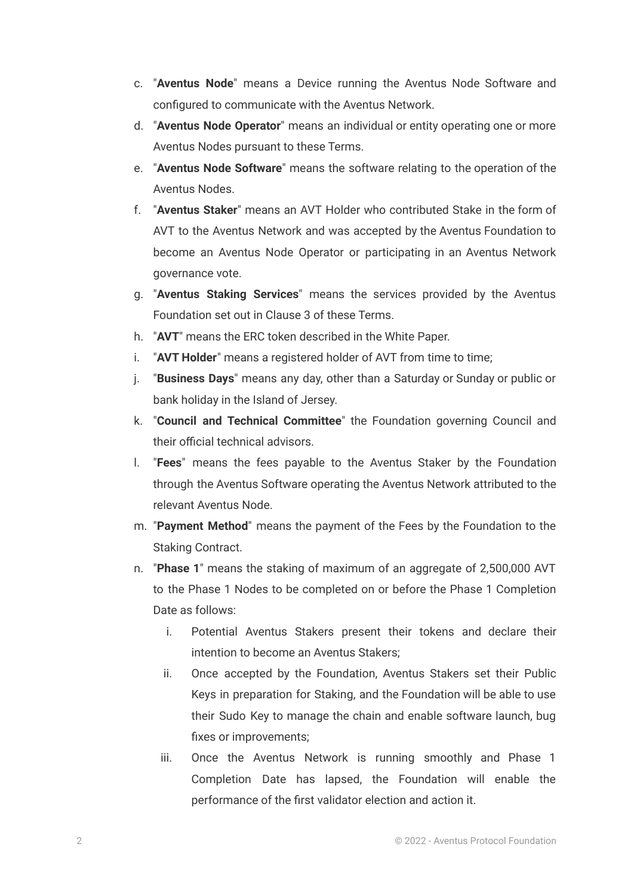c. "**Aventus Node**" means a Device running the Aventus Node Software and configured to communicate with the Aventus Network.

d. "**Aventus Node Operator**" means an individual or entity operating one or more Aventus Nodes pursuant to these Terms.

e. "**Aventus Node Software**" means the software relating to the operation of the Aventus Nodes.

f. "**Aventus Staker**" means an AVT Holder who contributed Stake in the form of AVT to the Aventus Network and was accepted by the Aventus Foundation to become an Aventus Node Operator or participating in an Aventus Network governance vote.

g. "**Aventus Staking Services**" means the services provided by the Aventus Foundation set out in Clause 3 of these Terms.

h. "**AVT**" means the ERC token described in the White Paper.

i. "**AVT Holder**" means a registered holder of AVT from time to time;

j. "**Business Days**" means any day, other than a Saturday or Sunday or public or bank holiday in the Island of Jersey.

k. "**Council and Technical Committee**" the Foundation governing Council and their official technical advisors.

l. "**Fees**" means the fees payable to the Aventus Staker by the Foundation through the Aventus Software operating the Aventus Network attributed to the relevant Aventus Node.

m. "**Payment Method**" means the payment of the Fees by the Foundation to the Staking Contract.

n. "**Phase 1**" means the staking of maximum of an aggregate of 2,500,000 AVT to the Phase 1 Nodes to be completed on or before the Phase 1 Completion Date as follows:

   i. Potential Aventus Stakers present their tokens and declare their intention to become an Aventus Stakers;

   ii. Once accepted by the Foundation, Aventus Stakers set their Public Keys in preparation for Staking, and the Foundation will be able to use their Sudo Key to manage the chain and enable software launch, bug fixes or improvements;

   iii. Once the Aventus Network is running smoothly and Phase 1 Completion Date has lapsed, the Foundation will enable the performance of the first validator election and action it.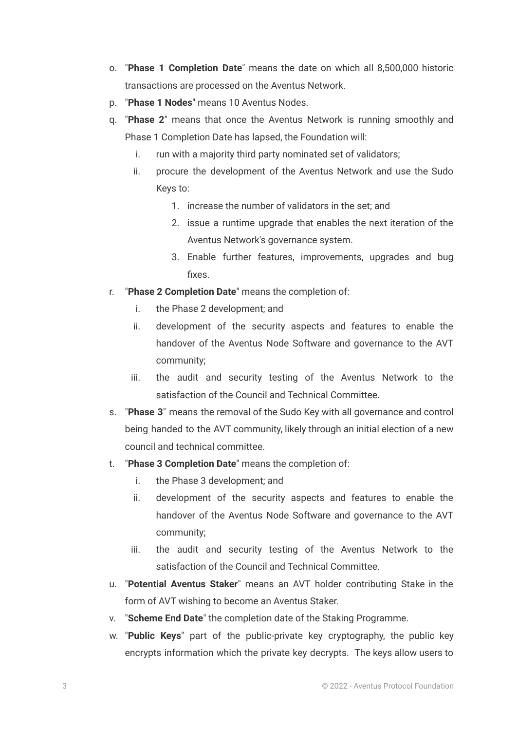o. "**Phase 1 Completion Date**" means the date on which all 8,500,000 historic transactions are processed on the Aventus Network.

p. "**Phase 1 Nodes**" means 10 Aventus Nodes.

q. "**Phase 2**" means that once the Aventus Network is running smoothly and Phase 1 Completion Date has lapsed, the Foundation will:

   i. run with a majority third party nominated set of validators;

   ii. procure the development of the Aventus Network and use the Sudo Keys to:

      1. increase the number of validators in the set; and
      2. issue a runtime upgrade that enables the next iteration of the Aventus Network's governance system.
      3. Enable further features, improvements, upgrades and bug fixes.

r. "**Phase 2 Completion Date**" means the completion of:

   i. the Phase 2 development; and

   ii. development of the security aspects and features to enable the handover of the Aventus Node Software and governance to the AVT community;

   iii. the audit and security testing of the Aventus Network to the satisfaction of the Council and Technical Committee.

s. "**Phase 3**" means the removal of the Sudo Key with all governance and control being handed to the AVT community, likely through an initial election of a new council and technical committee.

t. "**Phase 3 Completion Date**" means the completion of:

   i. the Phase 3 development; and

   ii. development of the security aspects and features to enable the handover of the Aventus Node Software and governance to the AVT community;

   iii. the audit and security testing of the Aventus Network to the satisfaction of the Council and Technical Committee.

u. "**Potential Aventus Staker**" means an AVT holder contributing Stake in the form of AVT wishing to become an Aventus Staker.

v. "**Scheme End Date**" the completion date of the Staking Programme.

w. "**Public Keys**" part of the public-private key cryptography, the public key encrypts information which the private key decrypts. The keys allow users to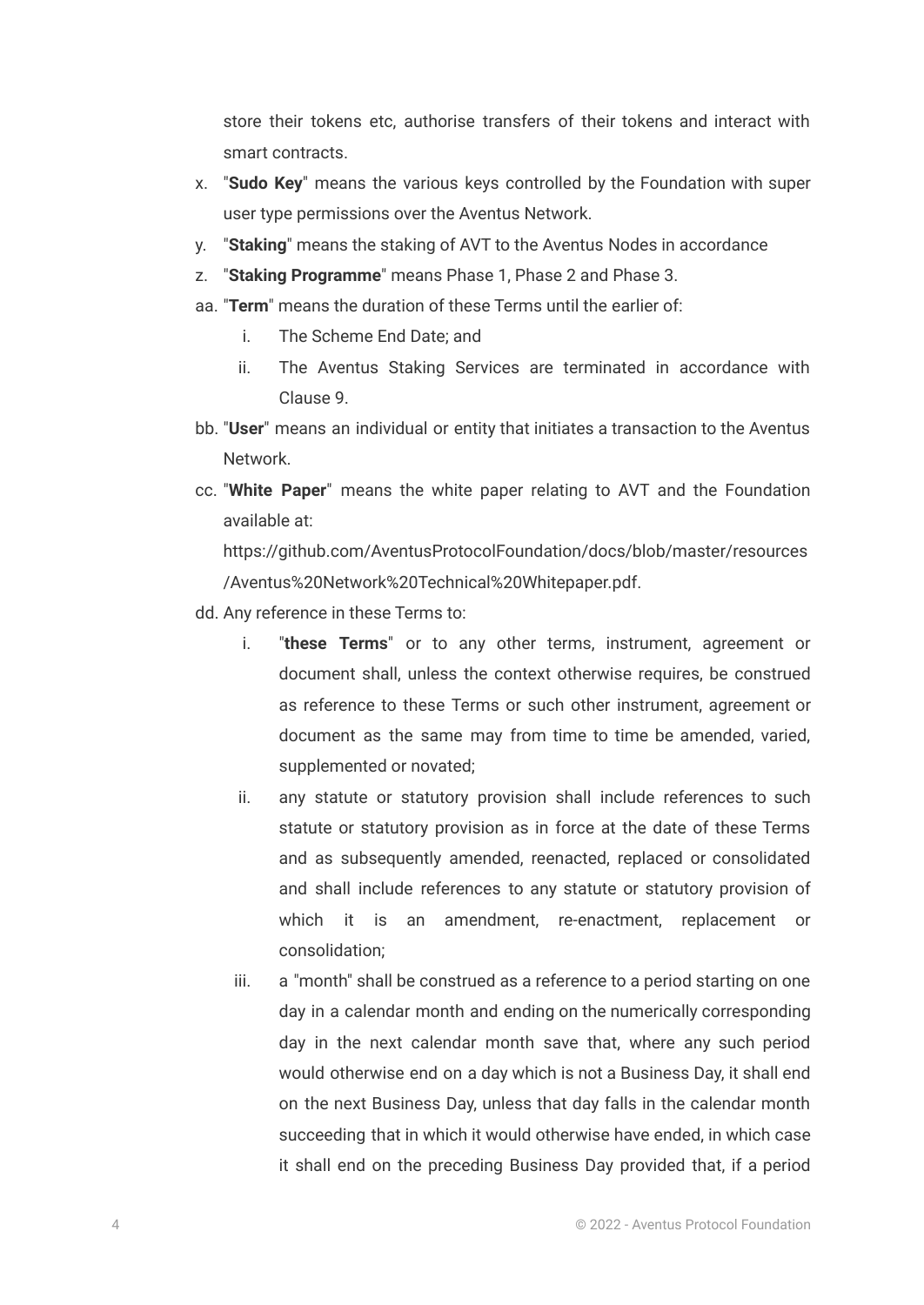store their tokens etc, authorise transfers of their tokens and interact with smart contracts.

x. "**Sudo Key**" means the various keys controlled by the Foundation with super user type permissions over the Aventus Network.

y. "**Staking**" means the staking of AVT to the Aventus Nodes in accordance

z. "**Staking Programme**" means Phase 1, Phase 2 and Phase 3.

aa. "**Term**" means the duration of these Terms until the earlier of:

   i. The Scheme End Date; and

   ii. The Aventus Staking Services are terminated in accordance with Clause 9.

bb. "**User**" means an individual or entity that initiates a transaction to the Aventus Network.

cc. "**White Paper**" means the white paper relating to AVT and the Foundation available at: https://github.com/AventusProtocolFoundation/docs/blob/master/resources/Aventus%20Network%20Technical%20Whitepaper.pdf.

dd. Any reference in these Terms to:

   i. "**these Terms**" or to any other terms, instrument, agreement or document shall, unless the context otherwise requires, be construed as reference to these Terms or such other instrument, agreement or document as the same may from time to time be amended, varied, supplemented or novated;

   ii. any statute or statutory provision shall include references to such statute or statutory provision as in force at the date of these Terms and as subsequently amended, reenacted, replaced or consolidated and shall include references to any statute or statutory provision of which it is an amendment, re-enactment, replacement or consolidation;

   iii. a "month" shall be construed as a reference to a period starting on one day in a calendar month and ending on the numerically corresponding day in the next calendar month save that, where any such period would otherwise end on a day which is not a Business Day, it shall end on the next Business Day, unless that day falls in the calendar month succeeding that in which it would otherwise have ended, in which case it shall end on the preceding Business Day provided that, if a period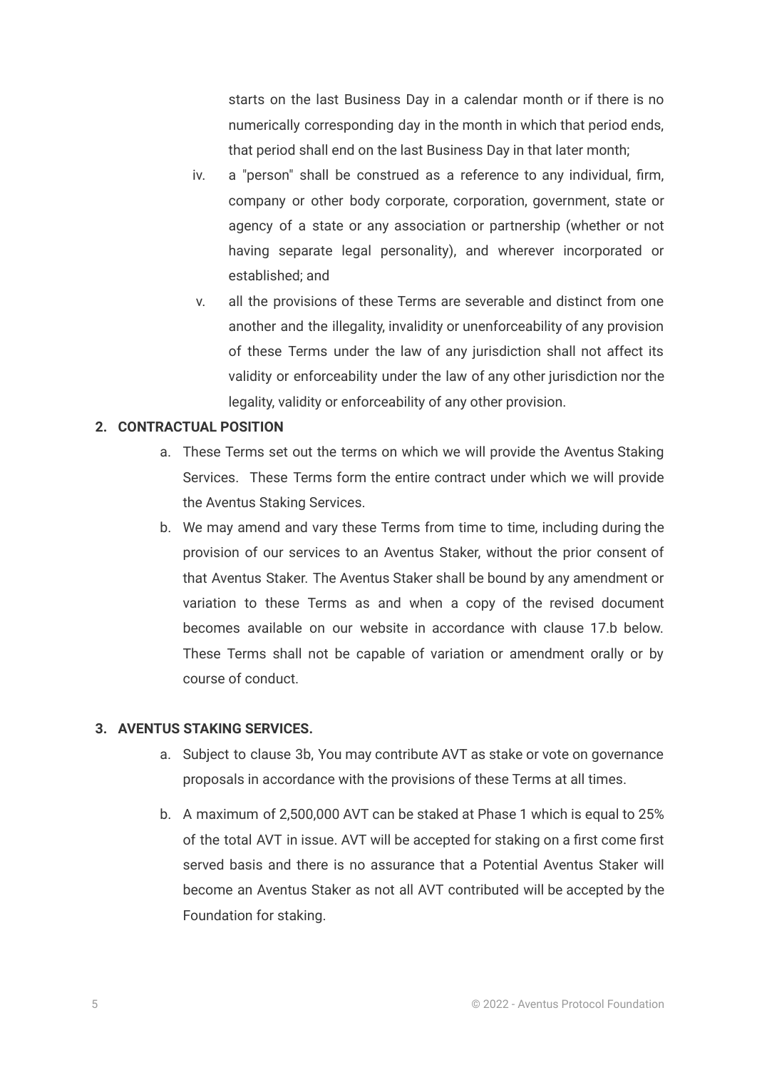starts on the last Business Day in a calendar month or if there is no numerically corresponding day in the month in which that period ends, that period shall end on the last Business Day in that later month;

iv. a "person" shall be construed as a reference to any individual, firm, company or other body corporate, corporation, government, state or agency of a state or any association or partnership (whether or not having separate legal personality), and wherever incorporated or established; and

v. all the provisions of these Terms are severable and distinct from one another and the illegality, invalidity or unenforceability of any provision of these Terms under the law of any jurisdiction shall not affect its validity or enforceability under the law of any other jurisdiction nor the legality, validity or enforceability of any other provision.

**2. CONTRACTUAL POSITION**

a. These Terms set out the terms on which we will provide the Aventus Staking Services. These Terms form the entire contract under which we will provide the Aventus Staking Services.

b. We may amend and vary these Terms from time to time, including during the provision of our services to an Aventus Staker, without the prior consent of that Aventus Staker. The Aventus Staker shall be bound by any amendment or variation to these Terms as and when a copy of the revised document becomes available on our website in accordance with clause 17.b below. These Terms shall not be capable of variation or amendment orally or by course of conduct.

**3. AVENTUS STAKING SERVICES.**

a. Subject to clause 3b, You may contribute AVT as stake or vote on governance proposals in accordance with the provisions of these Terms at all times.

b. A maximum of 2,500,000 AVT can be staked at Phase 1 which is equal to 25% of the total AVT in issue. AVT will be accepted for staking on a first come first served basis and there is no assurance that a Potential Aventus Staker will become an Aventus Staker as not all AVT contributed will be accepted by the Foundation for staking.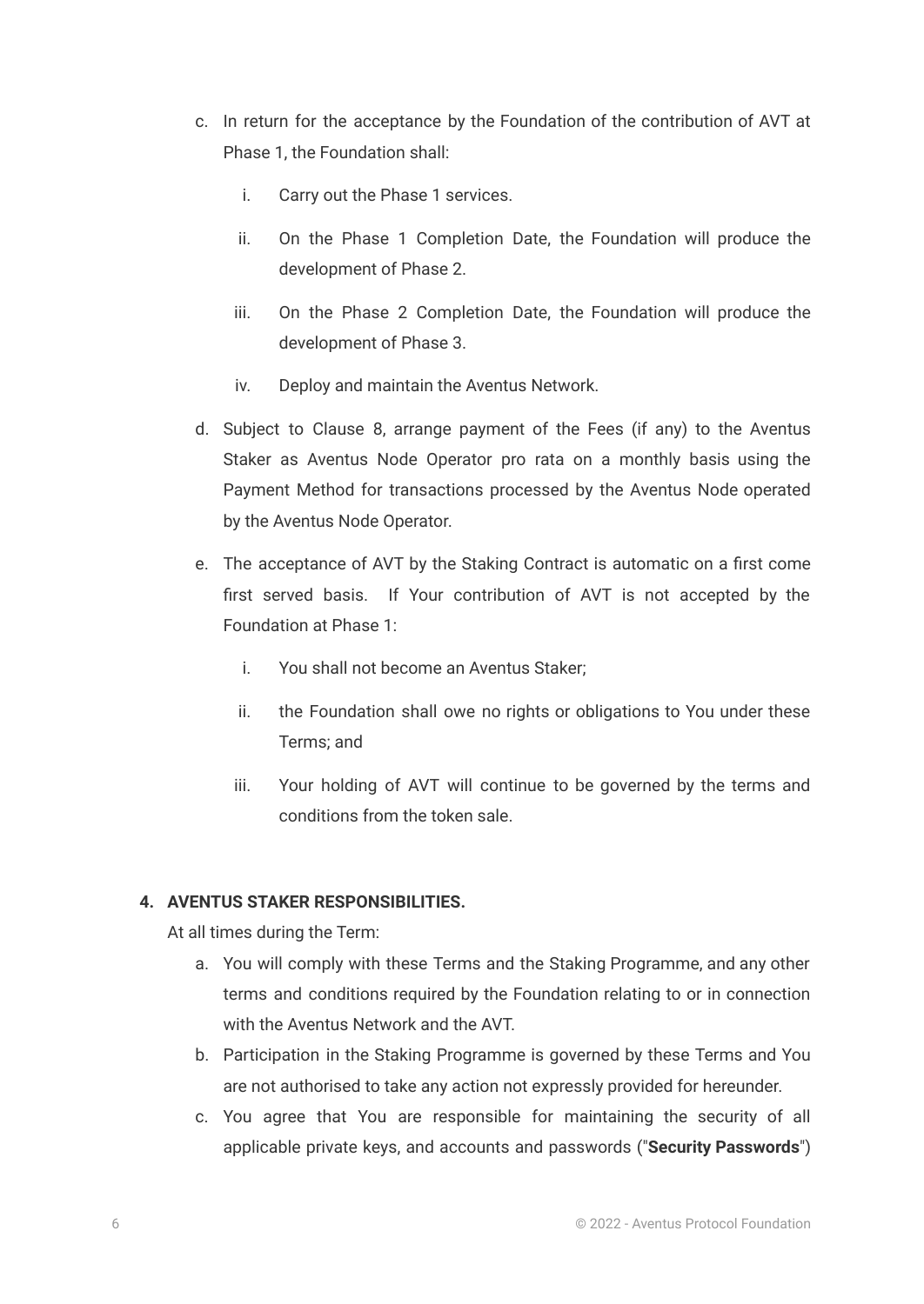c. In return for the acceptance by the Foundation of the contribution of AVT at Phase 1, the Foundation shall:

   i. Carry out the Phase 1 services.

   ii. On the Phase 1 Completion Date, the Foundation will produce the development of Phase 2.

   iii. On the Phase 2 Completion Date, the Foundation will produce the development of Phase 3.

   iv. Deploy and maintain the Aventus Network.

d. Subject to Clause 8, arrange payment of the Fees (if any) to the Aventus Staker as Aventus Node Operator pro rata on a monthly basis using the Payment Method for transactions processed by the Aventus Node operated by the Aventus Node Operator.

e. The acceptance of AVT by the Staking Contract is automatic on a first come first served basis. If Your contribution of AVT is not accepted by the Foundation at Phase 1:

   i. You shall not become an Aventus Staker;

   ii. the Foundation shall owe no rights or obligations to You under these Terms; and

   iii. Your holding of AVT will continue to be governed by the terms and conditions from the token sale.

**4. AVENTUS STAKER RESPONSIBILITIES.**

At all times during the Term:

a. You will comply with these Terms and the Staking Programme, and any other terms and conditions required by the Foundation relating to or in connection with the Aventus Network and the AVT.

b. Participation in the Staking Programme is governed by these Terms and You are not authorised to take any action not expressly provided for hereunder.

c. You agree that You are responsible for maintaining the security of all applicable private keys, and accounts and passwords ("**Security Passwords**")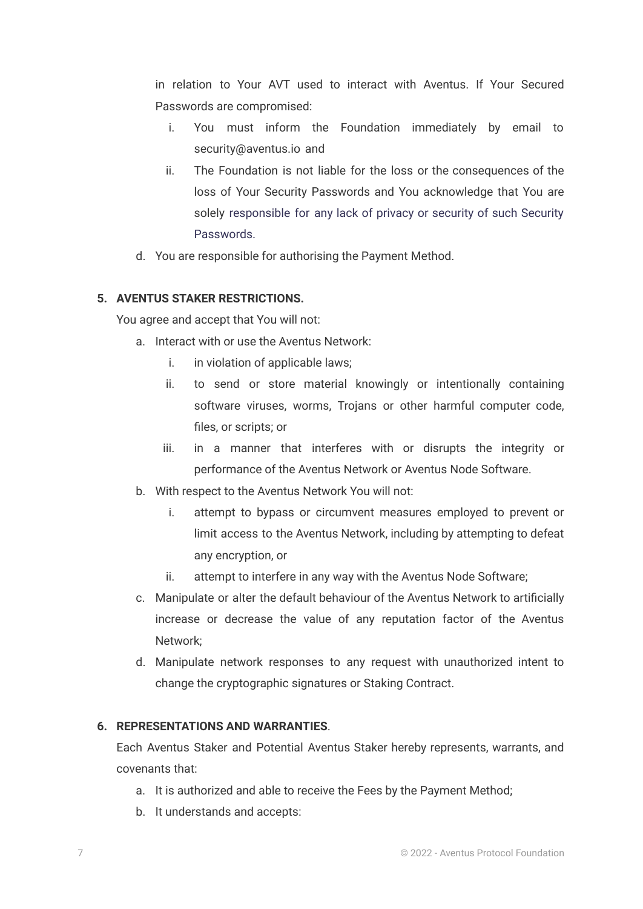in relation to Your AVT used to interact with Aventus. If Your Secured Passwords are compromised:

   i. You must inform the Foundation immediately by email to security@aventus.io and
   ii. The Foundation is not liable for the loss or the consequences of the loss of Your Security Passwords and You acknowledge that You are solely responsible for any lack of privacy or security of such Security Passwords.

d. You are responsible for authorising the Payment Method.

**5. AVENTUS STAKER RESTRICTIONS.**

You agree and accept that You will not:

a. Interact with or use the Aventus Network:
   i. in violation of applicable laws;
   ii. to send or store material knowingly or intentionally containing software viruses, worms, Trojans or other harmful computer code, files, or scripts; or
   iii. in a manner that interferes with or disrupts the integrity or performance of the Aventus Network or Aventus Node Software.

b. With respect to the Aventus Network You will not:
   i. attempt to bypass or circumvent measures employed to prevent or limit access to the Aventus Network, including by attempting to defeat any encryption, or
   ii. attempt to interfere in any way with the Aventus Node Software;

c. Manipulate or alter the default behaviour of the Aventus Network to artificially increase or decrease the value of any reputation factor of the Aventus Network;

d. Manipulate network responses to any request with unauthorized intent to change the cryptographic signatures or Staking Contract.

**6. REPRESENTATIONS AND WARRANTIES**.

Each Aventus Staker and Potential Aventus Staker hereby represents, warrants, and covenants that:

a. It is authorized and able to receive the Fees by the Payment Method;

b. It understands and accepts: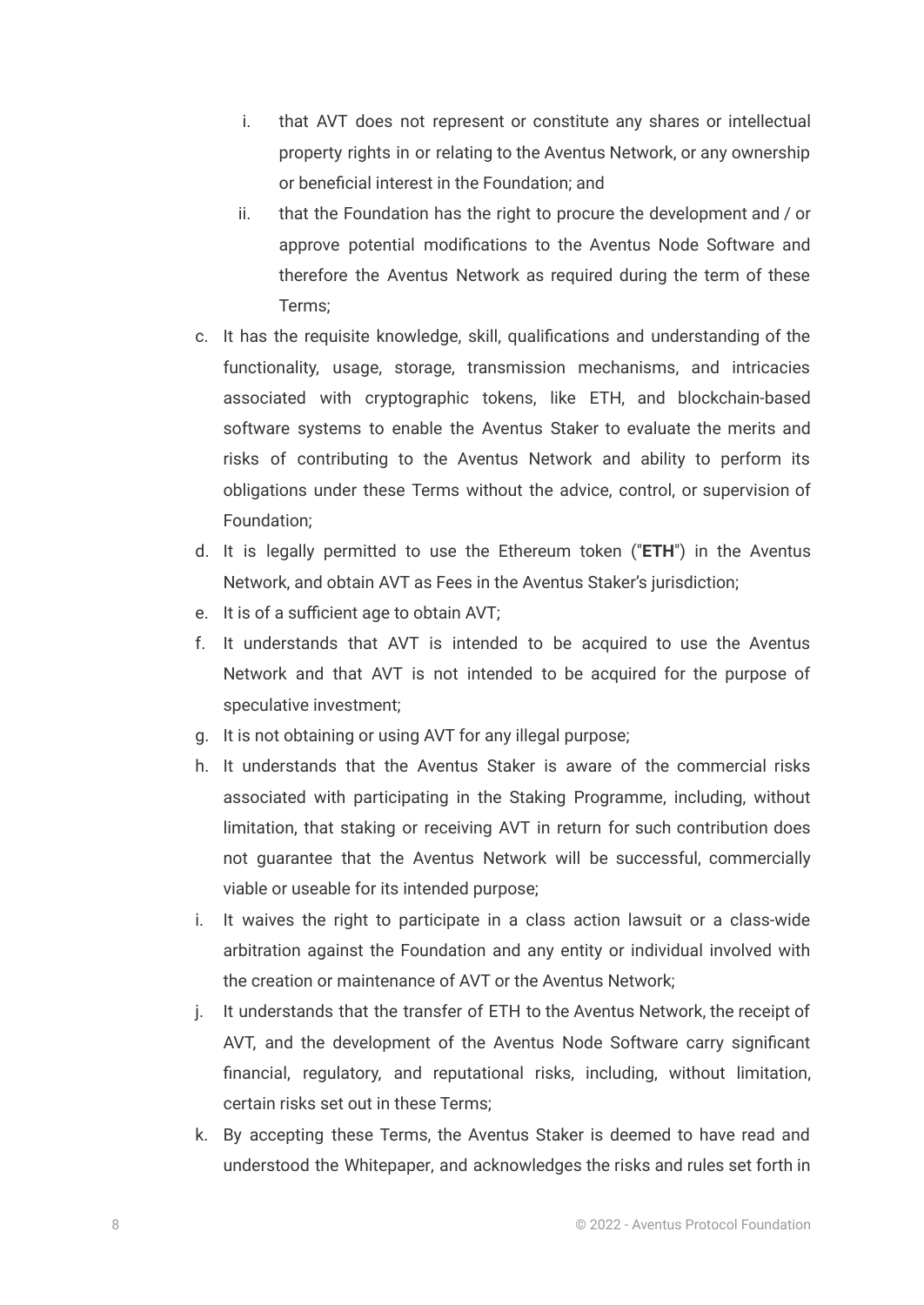i. that AVT does not represent or constitute any shares or intellectual property rights in or relating to the Aventus Network, or any ownership or beneficial interest in the Foundation; and
   ii. that the Foundation has the right to procure the development and / or approve potential modifications to the Aventus Node Software and therefore the Aventus Network as required during the term of these Terms;

c. It has the requisite knowledge, skill, qualifications and understanding of the functionality, usage, storage, transmission mechanisms, and intricacies associated with cryptographic tokens, like ETH, and blockchain-based software systems to enable the Aventus Staker to evaluate the merits and risks of contributing to the Aventus Network and ability to perform its obligations under these Terms without the advice, control, or supervision of Foundation;
d. It is legally permitted to use the Ethereum token ("**ETH**") in the Aventus Network, and obtain AVT as Fees in the Aventus Staker's jurisdiction;
e. It is of a sufficient age to obtain AVT;
f. It understands that AVT is intended to be acquired to use the Aventus Network and that AVT is not intended to be acquired for the purpose of speculative investment;
g. It is not obtaining or using AVT for any illegal purpose;
h. It understands that the Aventus Staker is aware of the commercial risks associated with participating in the Staking Programme, including, without limitation, that staking or receiving AVT in return for such contribution does not guarantee that the Aventus Network will be successful, commercially viable or useable for its intended purpose;
i. It waives the right to participate in a class action lawsuit or a class-wide arbitration against the Foundation and any entity or individual involved with the creation or maintenance of AVT or the Aventus Network;
j. It understands that the transfer of ETH to the Aventus Network, the receipt of AVT, and the development of the Aventus Node Software carry significant financial, regulatory, and reputational risks, including, without limitation, certain risks set out in these Terms;
k. By accepting these Terms, the Aventus Staker is deemed to have read and understood the Whitepaper, and acknowledges the risks and rules set forth in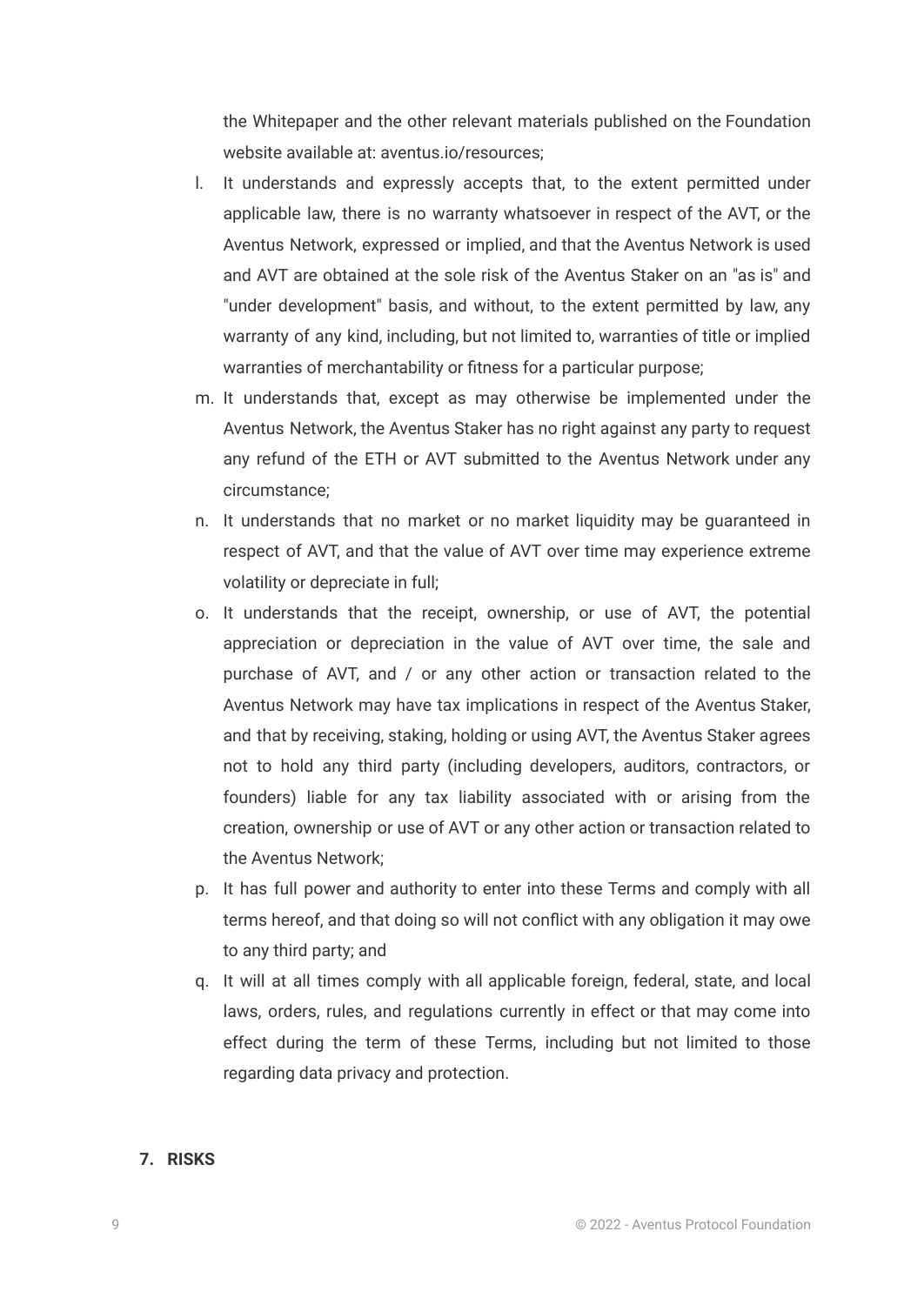the Whitepaper and the other relevant materials published on the Foundation website available at: aventus.io/resources;

l. It understands and expressly accepts that, to the extent permitted under applicable law, there is no warranty whatsoever in respect of the AVT, or the Aventus Network, expressed or implied, and that the Aventus Network is used and AVT are obtained at the sole risk of the Aventus Staker on an "as is" and "under development" basis, and without, to the extent permitted by law, any warranty of any kind, including, but not limited to, warranties of title or implied warranties of merchantability or fitness for a particular purpose;

m. It understands that, except as may otherwise be implemented under the Aventus Network, the Aventus Staker has no right against any party to request any refund of the ETH or AVT submitted to the Aventus Network under any circumstance;

n. It understands that no market or no market liquidity may be guaranteed in respect of AVT, and that the value of AVT over time may experience extreme volatility or depreciate in full;

o. It understands that the receipt, ownership, or use of AVT, the potential appreciation or depreciation in the value of AVT over time, the sale and purchase of AVT, and / or any other action or transaction related to the Aventus Network may have tax implications in respect of the Aventus Staker, and that by receiving, staking, holding or using AVT, the Aventus Staker agrees not to hold any third party (including developers, auditors, contractors, or founders) liable for any tax liability associated with or arising from the creation, ownership or use of AVT or any other action or transaction related to the Aventus Network;

p. It has full power and authority to enter into these Terms and comply with all terms hereof, and that doing so will not conflict with any obligation it may owe to any third party; and

q. It will at all times comply with all applicable foreign, federal, state, and local laws, orders, rules, and regulations currently in effect or that may come into effect during the term of these Terms, including but not limited to those regarding data privacy and protection.

## 7. RISKS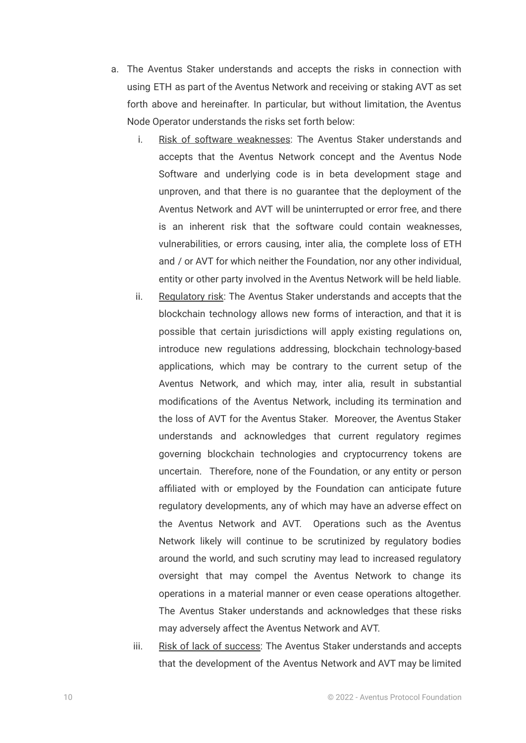a. The Aventus Staker understands and accepts the risks in connection with using ETH as part of the Aventus Network and receiving or staking AVT as set forth above and hereinafter. In particular, but without limitation, the Aventus Node Operator understands the risks set forth below:

    i. <u>Risk of software weaknesses</u>: The Aventus Staker understands and accepts that the Aventus Network concept and the Aventus Node Software and underlying code is in beta development stage and unproven, and that there is no guarantee that the deployment of the Aventus Network and AVT will be uninterrupted or error free, and there is an inherent risk that the software could contain weaknesses, vulnerabilities, or errors causing, inter alia, the complete loss of ETH and / or AVT for which neither the Foundation, nor any other individual, entity or other party involved in the Aventus Network will be held liable.

    ii. <u>Regulatory risk</u>: The Aventus Staker understands and accepts that the blockchain technology allows new forms of interaction, and that it is possible that certain jurisdictions will apply existing regulations on, introduce new regulations addressing, blockchain technology-based applications, which may be contrary to the current setup of the Aventus Network, and which may, inter alia, result in substantial modifications of the Aventus Network, including its termination and the loss of AVT for the Aventus Staker. Moreover, the Aventus Staker understands and acknowledges that current regulatory regimes governing blockchain technologies and cryptocurrency tokens are uncertain. Therefore, none of the Foundation, or any entity or person affiliated with or employed by the Foundation can anticipate future regulatory developments, any of which may have an adverse effect on the Aventus Network and AVT. Operations such as the Aventus Network likely will continue to be scrutinized by regulatory bodies around the world, and such scrutiny may lead to increased regulatory oversight that may compel the Aventus Network to change its operations in a material manner or even cease operations altogether. The Aventus Staker understands and acknowledges that these risks may adversely affect the Aventus Network and AVT.

    iii. <u>Risk of lack of success</u>: The Aventus Staker understands and accepts that the development of the Aventus Network and AVT may be limited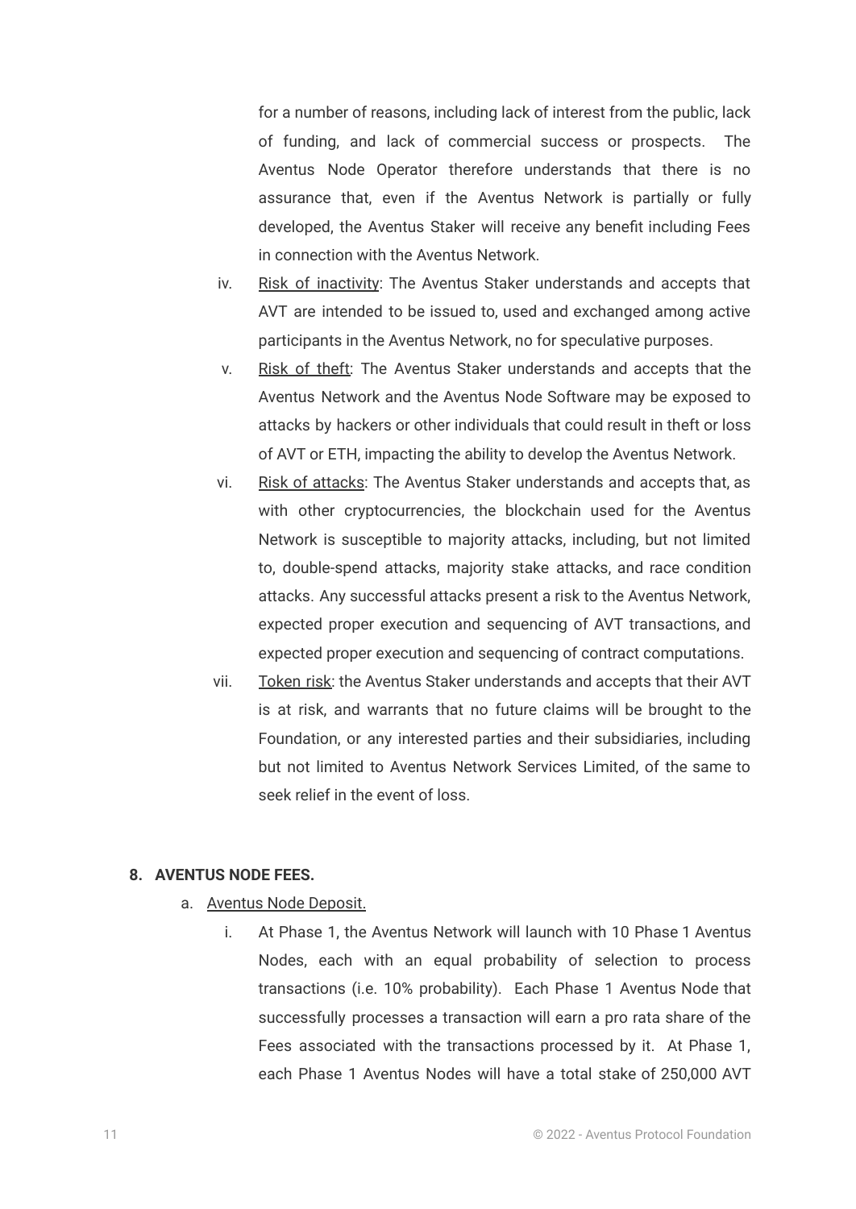for a number of reasons, including lack of interest from the public, lack of funding, and lack of commercial success or prospects. The Aventus Node Operator therefore understands that there is no assurance that, even if the Aventus Network is partially or fully developed, the Aventus Staker will receive any benefit including Fees in connection with the Aventus Network.

iv. Risk of inactivity: The Aventus Staker understands and accepts that AVT are intended to be issued to, used and exchanged among active participants in the Aventus Network, no for speculative purposes.

v. Risk of theft: The Aventus Staker understands and accepts that the Aventus Network and the Aventus Node Software may be exposed to attacks by hackers or other individuals that could result in theft or loss of AVT or ETH, impacting the ability to develop the Aventus Network.

vi. Risk of attacks: The Aventus Staker understands and accepts that, as with other cryptocurrencies, the blockchain used for the Aventus Network is susceptible to majority attacks, including, but not limited to, double-spend attacks, majority stake attacks, and race condition attacks. Any successful attacks present a risk to the Aventus Network, expected proper execution and sequencing of AVT transactions, and expected proper execution and sequencing of contract computations.

vii. Token risk: the Aventus Staker understands and accepts that their AVT is at risk, and warrants that no future claims will be brought to the Foundation, or any interested parties and their subsidiaries, including but not limited to Aventus Network Services Limited, of the same to seek relief in the event of loss.

**8. AVENTUS NODE FEES.**

a. Aventus Node Deposit.

i. At Phase 1, the Aventus Network will launch with 10 Phase 1 Aventus Nodes, each with an equal probability of selection to process transactions (i.e. 10% probability). Each Phase 1 Aventus Node that successfully processes a transaction will earn a pro rata share of the Fees associated with the transactions processed by it. At Phase 1, each Phase 1 Aventus Nodes will have a total stake of 250,000 AVT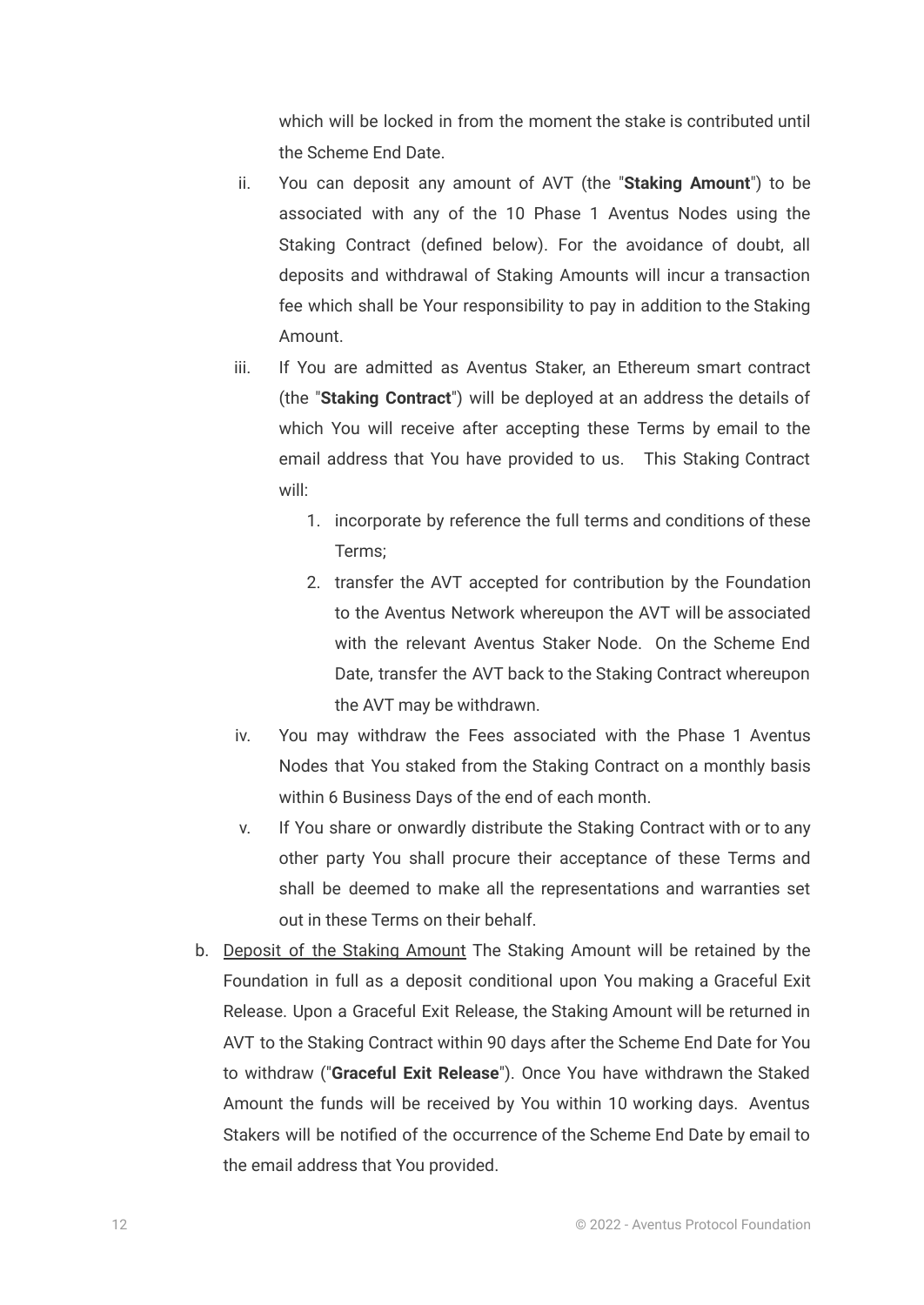which will be locked in from the moment the stake is contributed until the Scheme End Date.

ii. You can deposit any amount of AVT (the "**Staking Amount**") to be associated with any of the 10 Phase 1 Aventus Nodes using the Staking Contract (defined below). For the avoidance of doubt, all deposits and withdrawal of Staking Amounts will incur a transaction fee which shall be Your responsibility to pay in addition to the Staking Amount.

iii. If You are admitted as Aventus Staker, an Ethereum smart contract (the "**Staking Contract**") will be deployed at an address the details of which You will receive after accepting these Terms by email to the email address that You have provided to us. This Staking Contract will:

   1. incorporate by reference the full terms and conditions of these Terms;
   2. transfer the AVT accepted for contribution by the Foundation to the Aventus Network whereupon the AVT will be associated with the relevant Aventus Staker Node. On the Scheme End Date, transfer the AVT back to the Staking Contract whereupon the AVT may be withdrawn.

iv. You may withdraw the Fees associated with the Phase 1 Aventus Nodes that You staked from the Staking Contract on a monthly basis within 6 Business Days of the end of each month.

v. If You share or onwardly distribute the Staking Contract with or to any other party You shall procure their acceptance of these Terms and shall be deemed to make all the representations and warranties set out in these Terms on their behalf.

b. Deposit of the Staking Amount The Staking Amount will be retained by the Foundation in full as a deposit conditional upon You making a Graceful Exit Release. Upon a Graceful Exit Release, the Staking Amount will be returned in AVT to the Staking Contract within 90 days after the Scheme End Date for You to withdraw ("**Graceful Exit Release**"). Once You have withdrawn the Staked Amount the funds will be received by You within 10 working days. Aventus Stakers will be notified of the occurrence of the Scheme End Date by email to the email address that You provided.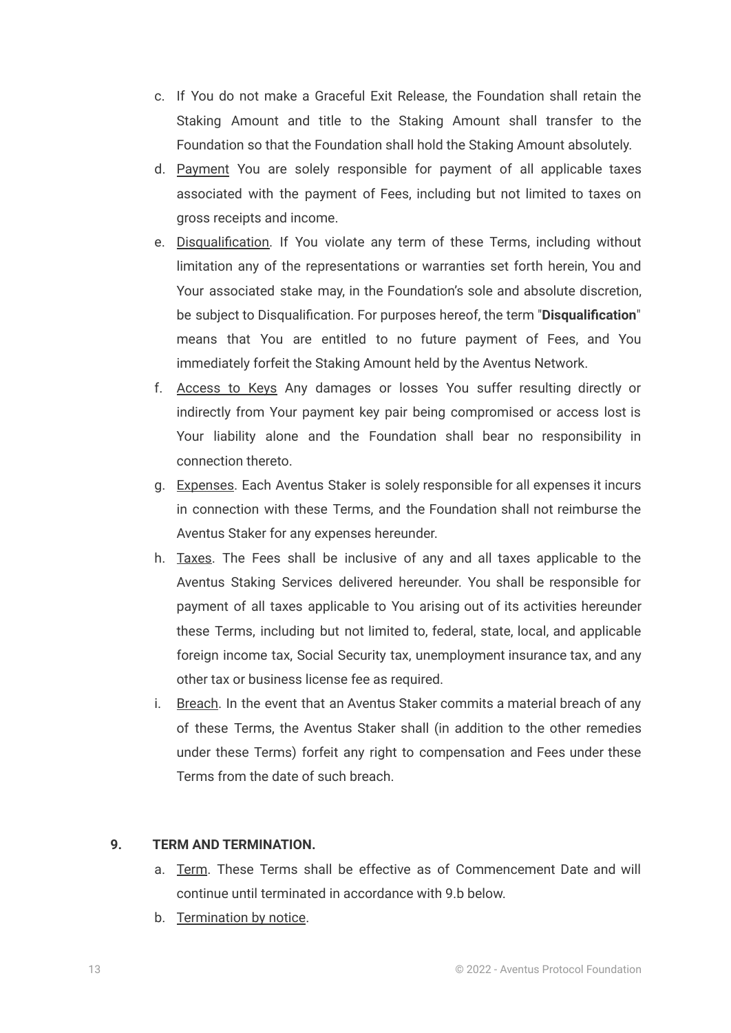c. If You do not make a Graceful Exit Release, the Foundation shall retain the Staking Amount and title to the Staking Amount shall transfer to the Foundation so that the Foundation shall hold the Staking Amount absolutely.

d. Payment You are solely responsible for payment of all applicable taxes associated with the payment of Fees, including but not limited to taxes on gross receipts and income.

e. Disqualification. If You violate any term of these Terms, including without limitation any of the representations or warranties set forth herein, You and Your associated stake may, in the Foundation's sole and absolute discretion, be subject to Disqualification. For purposes hereof, the term "**Disqualification**" means that You are entitled to no future payment of Fees, and You immediately forfeit the Staking Amount held by the Aventus Network.

f. Access to Keys Any damages or losses You suffer resulting directly or indirectly from Your payment key pair being compromised or access lost is Your liability alone and the Foundation shall bear no responsibility in connection thereto.

g. Expenses. Each Aventus Staker is solely responsible for all expenses it incurs in connection with these Terms, and the Foundation shall not reimburse the Aventus Staker for any expenses hereunder.

h. Taxes. The Fees shall be inclusive of any and all taxes applicable to the Aventus Staking Services delivered hereunder. You shall be responsible for payment of all taxes applicable to You arising out of its activities hereunder these Terms, including but not limited to, federal, state, local, and applicable foreign income tax, Social Security tax, unemployment insurance tax, and any other tax or business license fee as required.

i. Breach. In the event that an Aventus Staker commits a material breach of any of these Terms, the Aventus Staker shall (in addition to the other remedies under these Terms) forfeit any right to compensation and Fees under these Terms from the date of such breach.

## 9. TERM AND TERMINATION.

a. Term. These Terms shall be effective as of Commencement Date and will continue until terminated in accordance with 9.b below.

b. Termination by notice.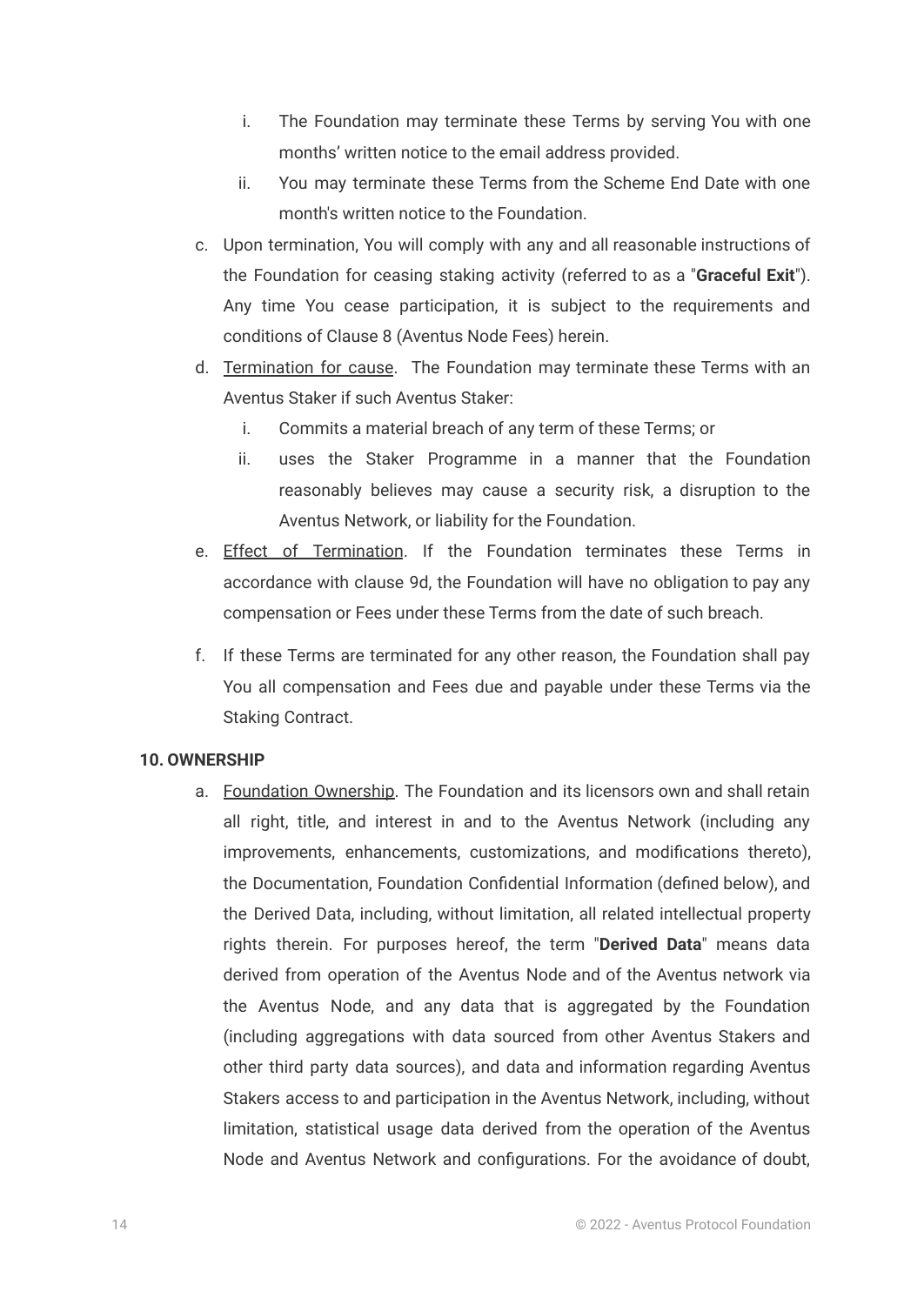i. The Foundation may terminate these Terms by serving You with one months' written notice to the email address provided.
    ii. You may terminate these Terms from the Scheme End Date with one month's written notice to the Foundation.

c. Upon termination, You will comply with any and all reasonable instructions of the Foundation for ceasing staking activity (referred to as a "**Graceful Exit**"). Any time You cease participation, it is subject to the requirements and conditions of Clause 8 (Aventus Node Fees) herein.

d. <u>Termination for cause</u>. The Foundation may terminate these Terms with an Aventus Staker if such Aventus Staker:
    i. Commits a material breach of any term of these Terms; or
    ii. uses the Staker Programme in a manner that the Foundation reasonably believes may cause a security risk, a disruption to the Aventus Network, or liability for the Foundation.

e. <u>Effect of Termination</u>. If the Foundation terminates these Terms in accordance with clause 9d, the Foundation will have no obligation to pay any compensation or Fees under these Terms from the date of such breach.

f. If these Terms are terminated for any other reason, the Foundation shall pay You all compensation and Fees due and payable under these Terms via the Staking Contract.

**10. OWNERSHIP**

a. <u>Foundation Ownership</u>. The Foundation and its licensors own and shall retain all right, title, and interest in and to the Aventus Network (including any improvements, enhancements, customizations, and modifications thereto), the Documentation, Foundation Confidential Information (defined below), and the Derived Data, including, without limitation, all related intellectual property rights therein. For purposes hereof, the term "**Derived Data**" means data derived from operation of the Aventus Node and of the Aventus network via the Aventus Node, and any data that is aggregated by the Foundation (including aggregations with data sourced from other Aventus Stakers and other third party data sources), and data and information regarding Aventus Stakers access to and participation in the Aventus Network, including, without limitation, statistical usage data derived from the operation of the Aventus Node and Aventus Network and configurations. For the avoidance of doubt,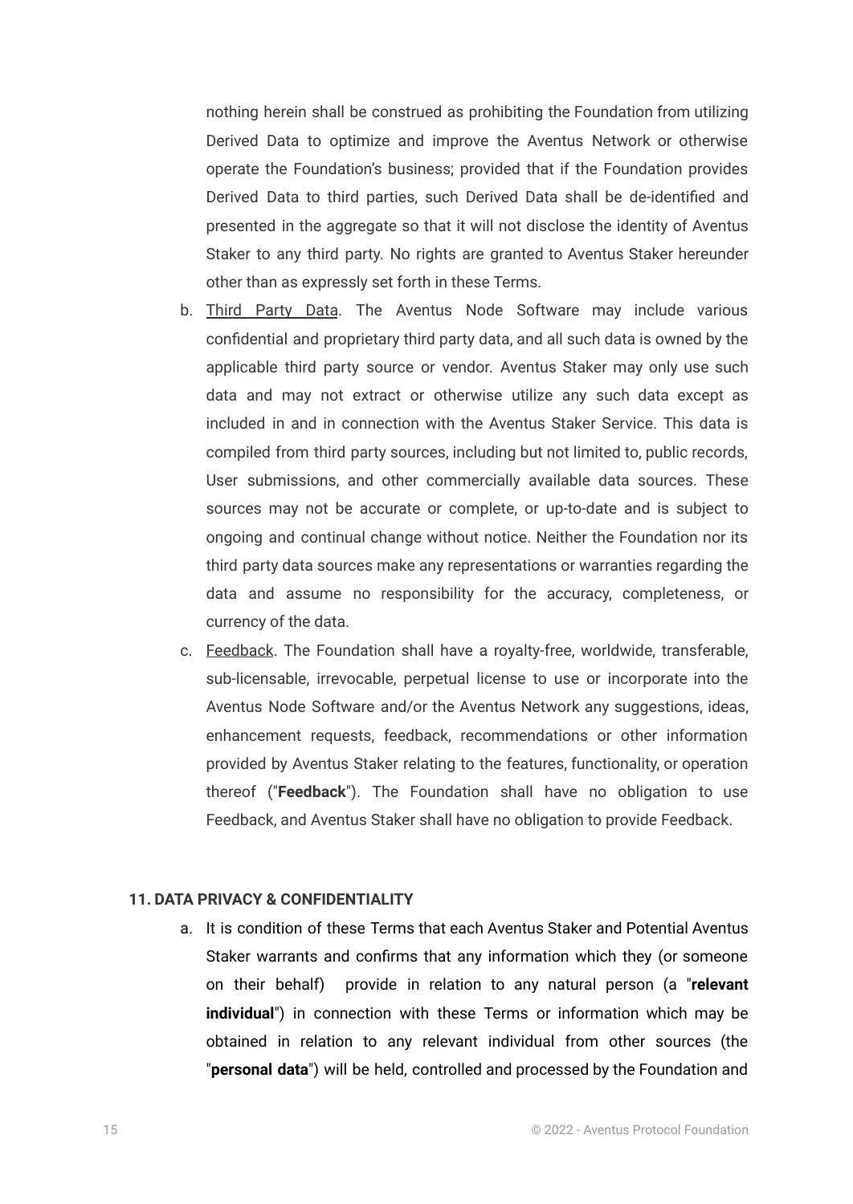nothing herein shall be construed as prohibiting the Foundation from utilizing Derived Data to optimize and improve the Aventus Network or otherwise operate the Foundation's business; provided that if the Foundation provides Derived Data to third parties, such Derived Data shall be de-identified and presented in the aggregate so that it will not disclose the identity of Aventus Staker to any third party. No rights are granted to Aventus Staker hereunder other than as expressly set forth in these Terms.

b. Third Party Data. The Aventus Node Software may include various confidential and proprietary third party data, and all such data is owned by the applicable third party source or vendor. Aventus Staker may only use such data and may not extract or otherwise utilize any such data except as included in and in connection with the Aventus Staker Service. This data is compiled from third party sources, including but not limited to, public records, User submissions, and other commercially available data sources. These sources may not be accurate or complete, or up-to-date and is subject to ongoing and continual change without notice. Neither the Foundation nor its third party data sources make any representations or warranties regarding the data and assume no responsibility for the accuracy, completeness, or currency of the data.

c. Feedback. The Foundation shall have a royalty-free, worldwide, transferable, sub-licensable, irrevocable, perpetual license to use or incorporate into the Aventus Node Software and/or the Aventus Network any suggestions, ideas, enhancement requests, feedback, recommendations or other information provided by Aventus Staker relating to the features, functionality, or operation thereof ("**Feedback**"). The Foundation shall have no obligation to use Feedback, and Aventus Staker shall have no obligation to provide Feedback.

**11. DATA PRIVACY & CONFIDENTIALITY**

a. It is condition of these Terms that each Aventus Staker and Potential Aventus Staker warrants and confirms that any information which they (or someone on their behalf) provide in relation to any natural person (a "**relevant individual**") in connection with these Terms or information which may be obtained in relation to any relevant individual from other sources (the "**personal data**") will be held, controlled and processed by the Foundation and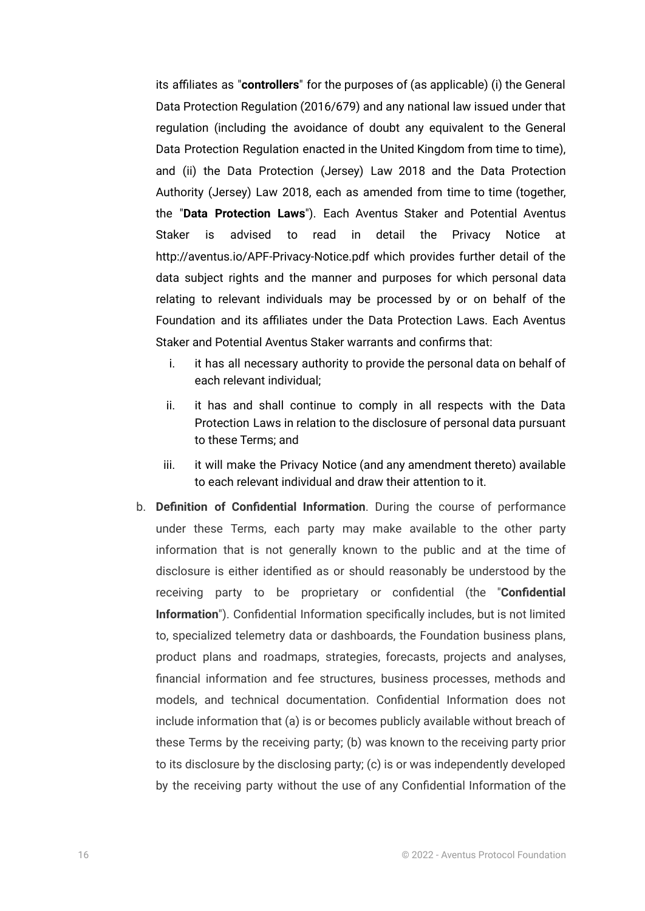its affiliates as "**controllers**" for the purposes of (as applicable) (i) the General Data Protection Regulation (2016/679) and any national law issued under that regulation (including the avoidance of doubt any equivalent to the General Data Protection Regulation enacted in the United Kingdom from time to time), and (ii) the Data Protection (Jersey) Law 2018 and the Data Protection Authority (Jersey) Law 2018, each as amended from time to time (together, the "**Data Protection Laws**"). Each Aventus Staker and Potential Aventus Staker is advised to read in detail the Privacy Notice at http://aventus.io/APF-Privacy-Notice.pdf which provides further detail of the data subject rights and the manner and purposes for which personal data relating to relevant individuals may be processed by or on behalf of the Foundation and its affiliates under the Data Protection Laws. Each Aventus Staker and Potential Aventus Staker warrants and confirms that:

  i. it has all necessary authority to provide the personal data on behalf of each relevant individual;

  ii. it has and shall continue to comply in all respects with the Data Protection Laws in relation to the disclosure of personal data pursuant to these Terms; and

  iii. it will make the Privacy Notice (and any amendment thereto) available to each relevant individual and draw their attention to it.

b. **Definition of Confidential Information**. During the course of performance under these Terms, each party may make available to the other party information that is not generally known to the public and at the time of disclosure is either identified as or should reasonably be understood by the receiving party to be proprietary or confidential (the "**Confidential Information**"). Confidential Information specifically includes, but is not limited to, specialized telemetry data or dashboards, the Foundation business plans, product plans and roadmaps, strategies, forecasts, projects and analyses, financial information and fee structures, business processes, methods and models, and technical documentation. Confidential Information does not include information that (a) is or becomes publicly available without breach of these Terms by the receiving party; (b) was known to the receiving party prior to its disclosure by the disclosing party; (c) is or was independently developed by the receiving party without the use of any Confidential Information of the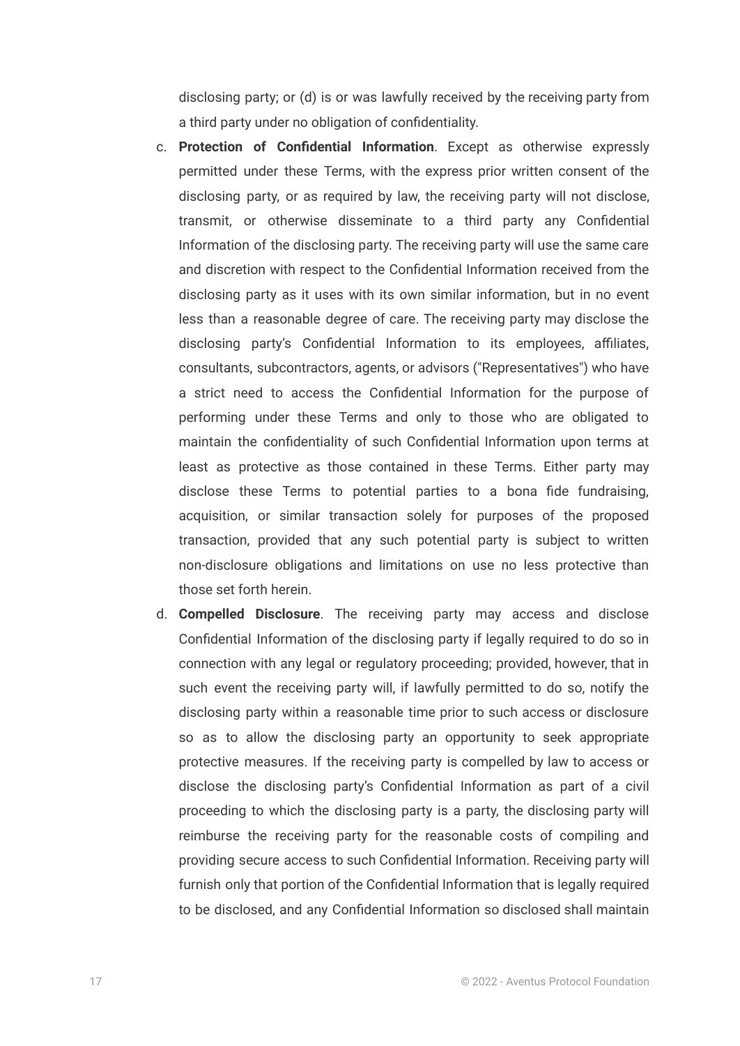disclosing party; or (d) is or was lawfully received by the receiving party from a third party under no obligation of confidentiality.

c. **Protection of Confidential Information**. Except as otherwise expressly permitted under these Terms, with the express prior written consent of the disclosing party, or as required by law, the receiving party will not disclose, transmit, or otherwise disseminate to a third party any Confidential Information of the disclosing party. The receiving party will use the same care and discretion with respect to the Confidential Information received from the disclosing party as it uses with its own similar information, but in no event less than a reasonable degree of care. The receiving party may disclose the disclosing party's Confidential Information to its employees, affiliates, consultants, subcontractors, agents, or advisors ("Representatives") who have a strict need to access the Confidential Information for the purpose of performing under these Terms and only to those who are obligated to maintain the confidentiality of such Confidential Information upon terms at least as protective as those contained in these Terms. Either party may disclose these Terms to potential parties to a bona fide fundraising, acquisition, or similar transaction solely for purposes of the proposed transaction, provided that any such potential party is subject to written non-disclosure obligations and limitations on use no less protective than those set forth herein.

d. **Compelled Disclosure**. The receiving party may access and disclose Confidential Information of the disclosing party if legally required to do so in connection with any legal or regulatory proceeding; provided, however, that in such event the receiving party will, if lawfully permitted to do so, notify the disclosing party within a reasonable time prior to such access or disclosure so as to allow the disclosing party an opportunity to seek appropriate protective measures. If the receiving party is compelled by law to access or disclose the disclosing party's Confidential Information as part of a civil proceeding to which the disclosing party is a party, the disclosing party will reimburse the receiving party for the reasonable costs of compiling and providing secure access to such Confidential Information. Receiving party will furnish only that portion of the Confidential Information that is legally required to be disclosed, and any Confidential Information so disclosed shall maintain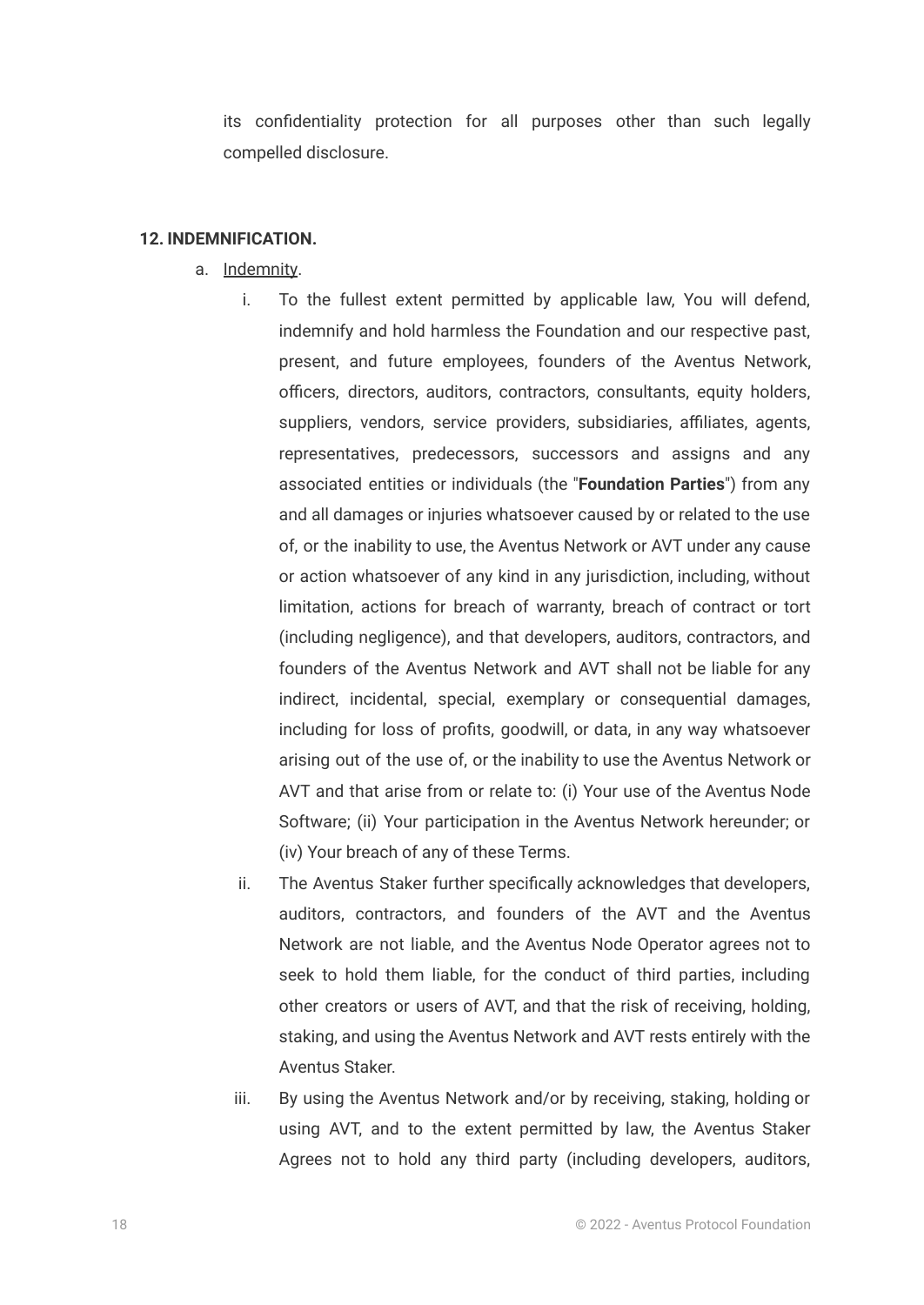its confidentiality protection for all purposes other than such legally compelled disclosure.

**12. INDEMNIFICATION.**

a. <u>Indemnity</u>.

i. To the fullest extent permitted by applicable law, You will defend, indemnify and hold harmless the Foundation and our respective past, present, and future employees, founders of the Aventus Network, officers, directors, auditors, contractors, consultants, equity holders, suppliers, vendors, service providers, subsidiaries, affiliates, agents, representatives, predecessors, successors and assigns and any associated entities or individuals (the "**Foundation Parties**") from any and all damages or injuries whatsoever caused by or related to the use of, or the inability to use, the Aventus Network or AVT under any cause or action whatsoever of any kind in any jurisdiction, including, without limitation, actions for breach of warranty, breach of contract or tort (including negligence), and that developers, auditors, contractors, and founders of the Aventus Network and AVT shall not be liable for any indirect, incidental, special, exemplary or consequential damages, including for loss of profits, goodwill, or data, in any way whatsoever arising out of the use of, or the inability to use the Aventus Network or AVT and that arise from or relate to: (i) Your use of the Aventus Node Software; (ii) Your participation in the Aventus Network hereunder; or (iv) Your breach of any of these Terms.

ii. The Aventus Staker further specifically acknowledges that developers, auditors, contractors, and founders of the AVT and the Aventus Network are not liable, and the Aventus Node Operator agrees not to seek to hold them liable, for the conduct of third parties, including other creators or users of AVT, and that the risk of receiving, holding, staking, and using the Aventus Network and AVT rests entirely with the Aventus Staker.

iii. By using the Aventus Network and/or by receiving, staking, holding or using AVT, and to the extent permitted by law, the Aventus Staker Agrees not to hold any third party (including developers, auditors,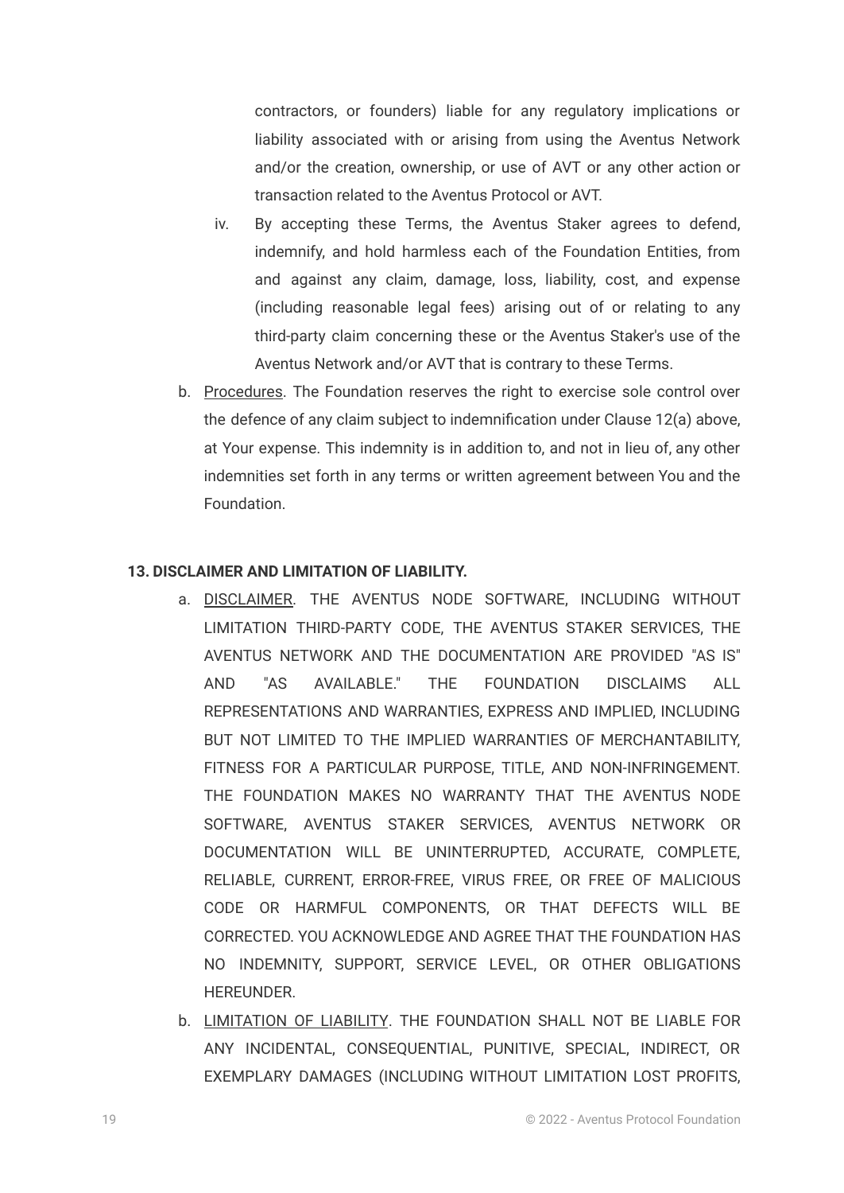contractors, or founders) liable for any regulatory implications or liability associated with or arising from using the Aventus Network and/or the creation, ownership, or use of AVT or any other action or transaction related to the Aventus Protocol or AVT.

iv. By accepting these Terms, the Aventus Staker agrees to defend, indemnify, and hold harmless each of the Foundation Entities, from and against any claim, damage, loss, liability, cost, and expense (including reasonable legal fees) arising out of or relating to any third-party claim concerning these or the Aventus Staker's use of the Aventus Network and/or AVT that is contrary to these Terms.

b. Procedures. The Foundation reserves the right to exercise sole control over the defence of any claim subject to indemnification under Clause 12(a) above, at Your expense. This indemnity is in addition to, and not in lieu of, any other indemnities set forth in any terms or written agreement between You and the Foundation.

**13. DISCLAIMER AND LIMITATION OF LIABILITY.**

a. DISCLAIMER. THE AVENTUS NODE SOFTWARE, INCLUDING WITHOUT LIMITATION THIRD-PARTY CODE, THE AVENTUS STAKER SERVICES, THE AVENTUS NETWORK AND THE DOCUMENTATION ARE PROVIDED "AS IS" AND "AS AVAILABLE." THE FOUNDATION DISCLAIMS ALL REPRESENTATIONS AND WARRANTIES, EXPRESS AND IMPLIED, INCLUDING BUT NOT LIMITED TO THE IMPLIED WARRANTIES OF MERCHANTABILITY, FITNESS FOR A PARTICULAR PURPOSE, TITLE, AND NON-INFRINGEMENT. THE FOUNDATION MAKES NO WARRANTY THAT THE AVENTUS NODE SOFTWARE, AVENTUS STAKER SERVICES, AVENTUS NETWORK OR DOCUMENTATION WILL BE UNINTERRUPTED, ACCURATE, COMPLETE, RELIABLE, CURRENT, ERROR-FREE, VIRUS FREE, OR FREE OF MALICIOUS CODE OR HARMFUL COMPONENTS, OR THAT DEFECTS WILL BE CORRECTED. YOU ACKNOWLEDGE AND AGREE THAT THE FOUNDATION HAS NO INDEMNITY, SUPPORT, SERVICE LEVEL, OR OTHER OBLIGATIONS HEREUNDER.

b. LIMITATION OF LIABILITY. THE FOUNDATION SHALL NOT BE LIABLE FOR ANY INCIDENTAL, CONSEQUENTIAL, PUNITIVE, SPECIAL, INDIRECT, OR EXEMPLARY DAMAGES (INCLUDING WITHOUT LIMITATION LOST PROFITS,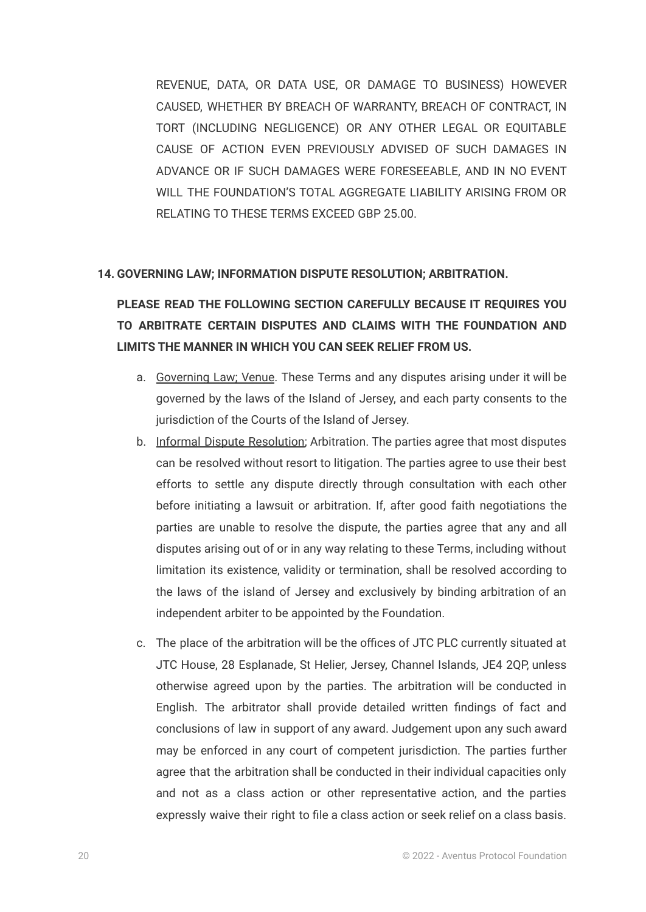REVENUE, DATA, OR DATA USE, OR DAMAGE TO BUSINESS) HOWEVER CAUSED, WHETHER BY BREACH OF WARRANTY, BREACH OF CONTRACT, IN TORT (INCLUDING NEGLIGENCE) OR ANY OTHER LEGAL OR EQUITABLE CAUSE OF ACTION EVEN PREVIOUSLY ADVISED OF SUCH DAMAGES IN ADVANCE OR IF SUCH DAMAGES WERE FORESEEABLE, AND IN NO EVENT WILL THE FOUNDATION'S TOTAL AGGREGATE LIABILITY ARISING FROM OR RELATING TO THESE TERMS EXCEED GBP 25.00.

**14. GOVERNING LAW; INFORMATION DISPUTE RESOLUTION; ARBITRATION.**

**PLEASE READ THE FOLLOWING SECTION CAREFULLY BECAUSE IT REQUIRES YOU TO ARBITRATE CERTAIN DISPUTES AND CLAIMS WITH THE FOUNDATION AND LIMITS THE MANNER IN WHICH YOU CAN SEEK RELIEF FROM US.**

a. Governing Law; Venue. These Terms and any disputes arising under it will be governed by the laws of the Island of Jersey, and each party consents to the jurisdiction of the Courts of the Island of Jersey.

b. Informal Dispute Resolution; Arbitration. The parties agree that most disputes can be resolved without resort to litigation. The parties agree to use their best efforts to settle any dispute directly through consultation with each other before initiating a lawsuit or arbitration. If, after good faith negotiations the parties are unable to resolve the dispute, the parties agree that any and all disputes arising out of or in any way relating to these Terms, including without limitation its existence, validity or termination, shall be resolved according to the laws of the island of Jersey and exclusively by binding arbitration of an independent arbiter to be appointed by the Foundation.

c. The place of the arbitration will be the offices of JTC PLC currently situated at JTC House, 28 Esplanade, St Helier, Jersey, Channel Islands, JE4 2QP, unless otherwise agreed upon by the parties. The arbitration will be conducted in English. The arbitrator shall provide detailed written findings of fact and conclusions of law in support of any award. Judgement upon any such award may be enforced in any court of competent jurisdiction. The parties further agree that the arbitration shall be conducted in their individual capacities only and not as a class action or other representative action, and the parties expressly waive their right to file a class action or seek relief on a class basis.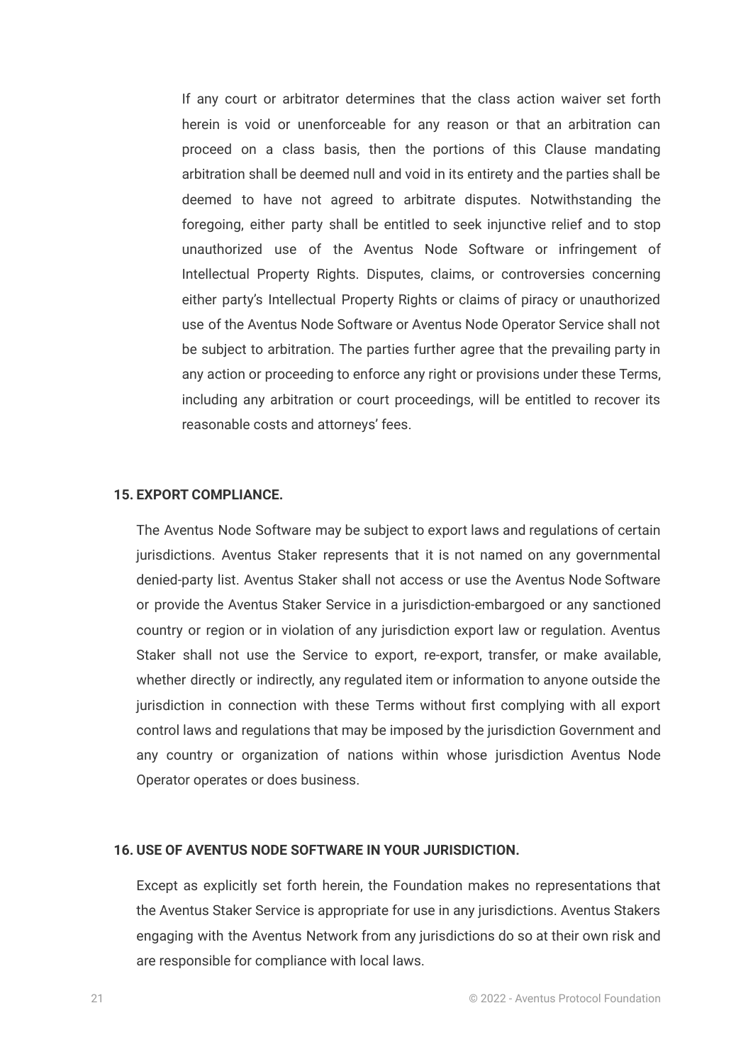If any court or arbitrator determines that the class action waiver set forth herein is void or unenforceable for any reason or that an arbitration can proceed on a class basis, then the portions of this Clause mandating arbitration shall be deemed null and void in its entirety and the parties shall be deemed to have not agreed to arbitrate disputes. Notwithstanding the foregoing, either party shall be entitled to seek injunctive relief and to stop unauthorized use of the Aventus Node Software or infringement of Intellectual Property Rights. Disputes, claims, or controversies concerning either party's Intellectual Property Rights or claims of piracy or unauthorized use of the Aventus Node Software or Aventus Node Operator Service shall not be subject to arbitration. The parties further agree that the prevailing party in any action or proceeding to enforce any right or provisions under these Terms, including any arbitration or court proceedings, will be entitled to recover its reasonable costs and attorneys' fees.

**15. EXPORT COMPLIANCE.**

The Aventus Node Software may be subject to export laws and regulations of certain jurisdictions. Aventus Staker represents that it is not named on any governmental denied-party list. Aventus Staker shall not access or use the Aventus Node Software or provide the Aventus Staker Service in a jurisdiction-embargoed or any sanctioned country or region or in violation of any jurisdiction export law or regulation. Aventus Staker shall not use the Service to export, re-export, transfer, or make available, whether directly or indirectly, any regulated item or information to anyone outside the jurisdiction in connection with these Terms without first complying with all export control laws and regulations that may be imposed by the jurisdiction Government and any country or organization of nations within whose jurisdiction Aventus Node Operator operates or does business.

**16. USE OF AVENTUS NODE SOFTWARE IN YOUR JURISDICTION.**

Except as explicitly set forth herein, the Foundation makes no representations that the Aventus Staker Service is appropriate for use in any jurisdictions. Aventus Stakers engaging with the Aventus Network from any jurisdictions do so at their own risk and are responsible for compliance with local laws.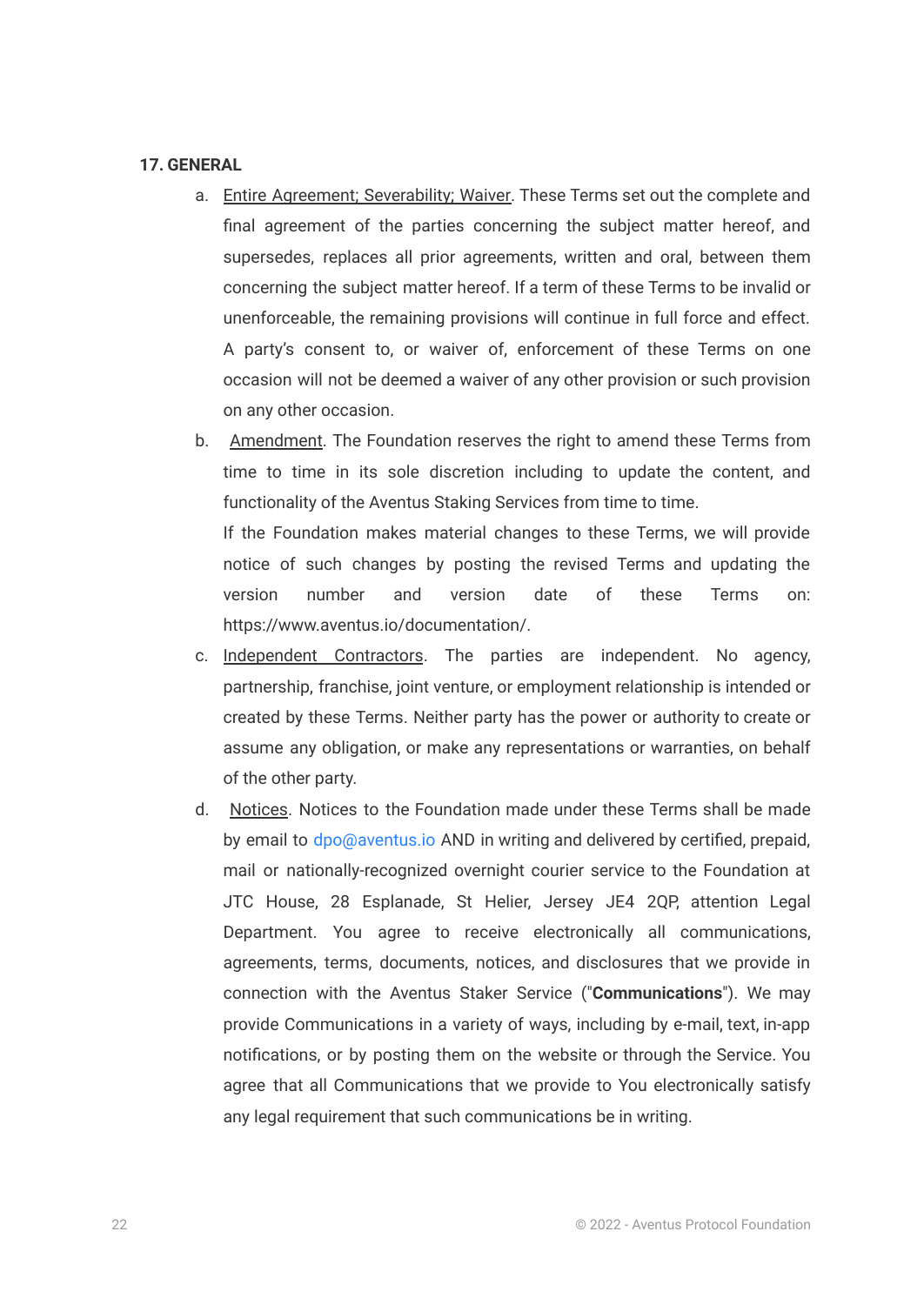## 17. GENERAL

a. Entire Agreement; Severability; Waiver. These Terms set out the complete and final agreement of the parties concerning the subject matter hereof, and supersedes, replaces all prior agreements, written and oral, between them concerning the subject matter hereof. If a term of these Terms to be invalid or unenforceable, the remaining provisions will continue in full force and effect. A party's consent to, or waiver of, enforcement of these Terms on one occasion will not be deemed a waiver of any other provision or such provision on any other occasion.

b. Amendment. The Foundation reserves the right to amend these Terms from time to time in its sole discretion including to update the content, and functionality of the Aventus Staking Services from time to time.

   If the Foundation makes material changes to these Terms, we will provide notice of such changes by posting the revised Terms and updating the version number and version date of these Terms on: https://www.aventus.io/documentation/.

c. Independent Contractors. The parties are independent. No agency, partnership, franchise, joint venture, or employment relationship is intended or created by these Terms. Neither party has the power or authority to create or assume any obligation, or make any representations or warranties, on behalf of the other party.

d. Notices. Notices to the Foundation made under these Terms shall be made by email to dpo@aventus.io AND in writing and delivered by certified, prepaid, mail or nationally-recognized overnight courier service to the Foundation at JTC House, 28 Esplanade, St Helier, Jersey JE4 2QP, attention Legal Department. You agree to receive electronically all communications, agreements, terms, documents, notices, and disclosures that we provide in connection with the Aventus Staker Service ("**Communications**"). We may provide Communications in a variety of ways, including by e-mail, text, in-app notifications, or by posting them on the website or through the Service. You agree that all Communications that we provide to You electronically satisfy any legal requirement that such communications be in writing.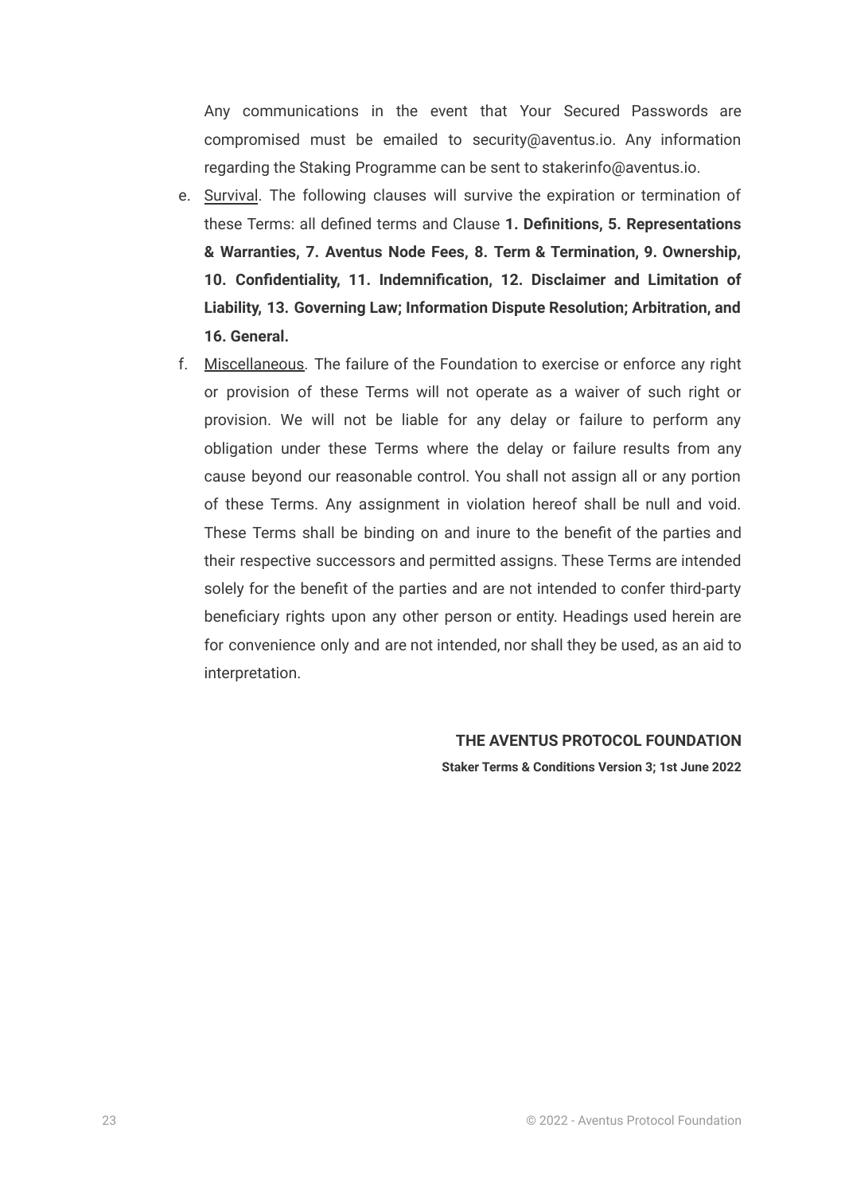Any communications in the event that Your Secured Passwords are compromised must be emailed to security@aventus.io. Any information regarding the Staking Programme can be sent to stakerinfo@aventus.io.

e. Survival. The following clauses will survive the expiration or termination of these Terms: all defined terms and Clause **1. Definitions, 5. Representations & Warranties, 7. Aventus Node Fees, 8. Term & Termination, 9. Ownership, 10. Confidentiality, 11. Indemnification, 12. Disclaimer and Limitation of Liability, 13. Governing Law; Information Dispute Resolution; Arbitration, and 16. General.**

f. Miscellaneous. The failure of the Foundation to exercise or enforce any right or provision of these Terms will not operate as a waiver of such right or provision. We will not be liable for any delay or failure to perform any obligation under these Terms where the delay or failure results from any cause beyond our reasonable control. You shall not assign all or any portion of these Terms. Any assignment in violation hereof shall be null and void. These Terms shall be binding on and inure to the benefit of the parties and their respective successors and permitted assigns. These Terms are intended solely for the benefit of the parties and are not intended to confer third-party beneficiary rights upon any other person or entity. Headings used herein are for convenience only and are not intended, nor shall they be used, as an aid to interpretation.

**THE AVENTUS PROTOCOL FOUNDATION**

**Staker Terms & Conditions Version 3; 1st June 2022**